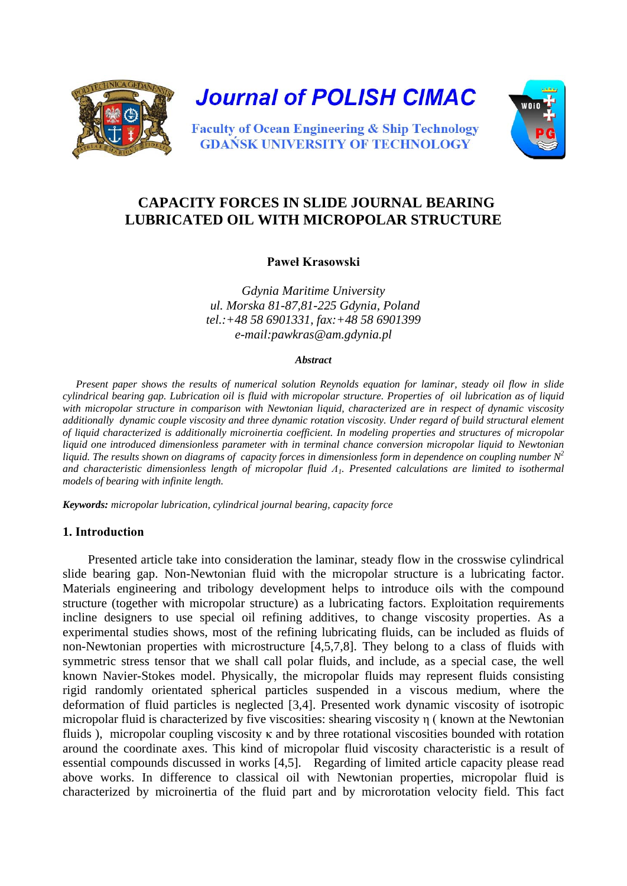# Journal of POLISH CIMAC

**Faculty of Ocean Engineering & Ship Technology**
**GDAŃSK UNIVERSITY OF TECHNOLOGY**

## CAPACITY FORCES IN SLIDE JOURNAL BEARING LUBRICATED OIL WITH MICROPOLAR STRUCTURE

**Paweł Krasowski**

*Gdynia Maritime University*
*ul. Morska 81-87,81-225 Gdynia, Poland*
*tel.:+48 58 6901331, fax:+48 58 6901399*
*e-mail:pawkras@am.gdynia.pl*

***Abstract***

*Present paper shows the results of numerical solution Reynolds equation for laminar, steady oil flow in slide cylindrical bearing gap. Lubrication oil is fluid with micropolar structure. Properties of oil lubrication as of liquid with micropolar structure in comparison with Newtonian liquid, characterized are in respect of dynamic viscosity additionally dynamic couple viscosity and three dynamic rotation viscosity. Under regard of build structural element of liquid characterized is additionally microinertia coefficient. In modeling properties and structures of micropolar liquid one introduced dimensionless parameter with in terminal chance conversion micropolar liquid to Newtonian liquid. The results shown on diagrams of capacity forces in dimensionless form in dependence on coupling number $N^2$ and characteristic dimensionless length of micropolar fluid $\Lambda_1$. Presented calculations are limited to isothermal models of bearing with infinite length.*

***Keywords:*** *micropolar lubrication, cylindrical journal bearing, capacity force*

### 1. Introduction

Presented article take into consideration the laminar, steady flow in the crosswise cylindrical slide bearing gap. Non-Newtonian fluid with the micropolar structure is a lubricating factor. Materials engineering and tribology development helps to introduce oils with the compound structure (together with micropolar structure) as a lubricating factors. Exploitation requirements incline designers to use special oil refining additives, to change viscosity properties. As a experimental studies shows, most of the refining lubricating fluids, can be included as fluids of non-Newtonian properties with microstructure [4,5,7,8]. They belong to a class of fluids with symmetric stress tensor that we shall call polar fluids, and include, as a special case, the well known Navier-Stokes model. Physically, the micropolar fluids may represent fluids consisting rigid randomly orientated spherical particles suspended in a viscous medium, where the deformation of fluid particles is neglected [3,4]. Presented work dynamic viscosity of isotropic micropolar fluid is characterized by five viscosities: shearing viscosity $\eta$ ( known at the Newtonian fluids ), micropolar coupling viscosity $\kappa$ and by three rotational viscosities bounded with rotation around the coordinate axes. This kind of micropolar fluid viscosity characteristic is a result of essential compounds discussed in works [4,5]. Regarding of limited article capacity please read above works. In difference to classical oil with Newtonian properties, micropolar fluid is characterized by microinertia of the fluid part and by microrotation velocity field. This fact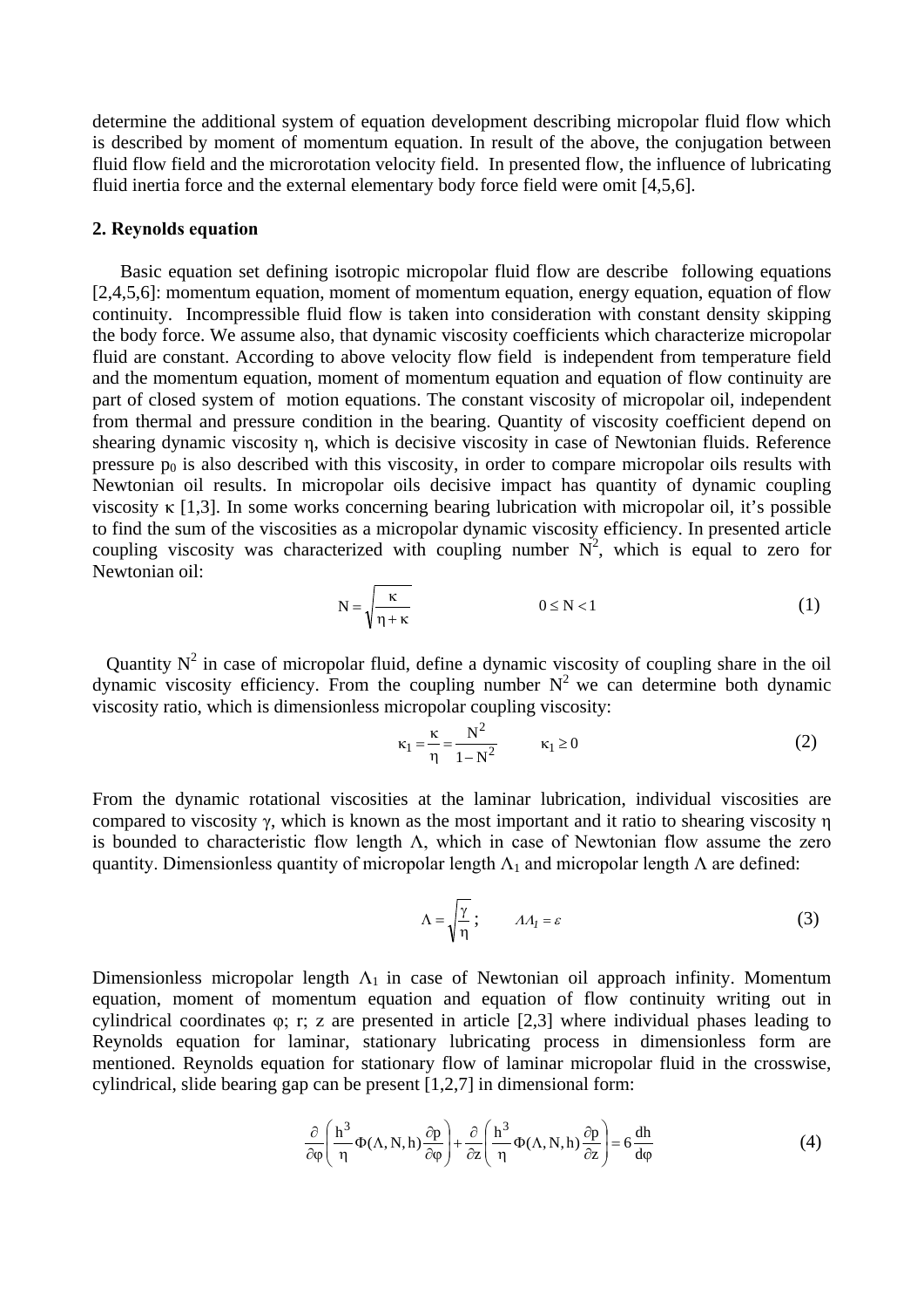determine the additional system of equation development describing micropolar fluid flow which is described by moment of momentum equation. In result of the above, the conjugation between fluid flow field and the microrotation velocity field. In presented flow, the influence of lubricating fluid inertia force and the external elementary body force field were omit [4,5,6].

## 2. Reynolds equation

Basic equation set defining isotropic micropolar fluid flow are describe following equations [2,4,5,6]: momentum equation, moment of momentum equation, energy equation, equation of flow continuity. Incompressible fluid flow is taken into consideration with constant density skipping the body force. We assume also, that dynamic viscosity coefficients which characterize micropolar fluid are constant. According to above velocity flow field is independent from temperature field and the momentum equation, moment of momentum equation and equation of flow continuity are part of closed system of motion equations. The constant viscosity of micropolar oil, independent from thermal and pressure condition in the bearing. Quantity of viscosity coefficient depend on shearing dynamic viscosity $\eta$, which is decisive viscosity in case of Newtonian fluids. Reference pressure $p_0$ is also described with this viscosity, in order to compare micropolar oils results with Newtonian oil results. In micropolar oils decisive impact has quantity of dynamic coupling viscosity $\kappa$ [1,3]. In some works concerning bearing lubrication with micropolar oil, it's possible to find the sum of the viscosities as a micropolar dynamic viscosity efficiency. In presented article coupling viscosity was characterized with coupling number $N^2$, which is equal to zero for Newtonian oil:

$$N = \sqrt{\frac{\kappa}{\eta + \kappa}} \qquad\qquad 0 \le N < 1 \tag{1}$$

Quantity $N^2$ in case of micropolar fluid, define a dynamic viscosity of coupling share in the oil dynamic viscosity efficiency. From the coupling number $N^2$ we can determine both dynamic viscosity ratio, which is dimensionless micropolar coupling viscosity:

$$\kappa_1 = \frac{\kappa}{\eta} = \frac{N^2}{1 - N^2} \qquad \kappa_1 \ge 0 \tag{2}$$

From the dynamic rotational viscosities at the laminar lubrication, individual viscosities are compared to viscosity $\gamma$, which is known as the most important and it ratio to shearing viscosity $\eta$ is bounded to characteristic flow length $\Lambda$, which in case of Newtonian flow assume the zero quantity. Dimensionless quantity of micropolar length $\Lambda_1$ and micropolar length $\Lambda$ are defined:

$$\Lambda = \sqrt{\frac{\gamma}{\eta}}; \qquad \Lambda \Lambda_1 = \varepsilon \tag{3}$$

Dimensionless micropolar length $\Lambda_1$ in case of Newtonian oil approach infinity. Momentum equation, moment of momentum equation and equation of flow continuity writing out in cylindrical coordinates $\varphi$; r; z are presented in article [2,3] where individual phases leading to Reynolds equation for laminar, stationary lubricating process in dimensionless form are mentioned. Reynolds equation for stationary flow of laminar micropolar fluid in the crosswise, cylindrical, slide bearing gap can be present [1,2,7] in dimensional form:

$$\frac{\partial}{\partial \varphi}\left(\frac{h^3}{\eta}\Phi(\Lambda, N, h)\frac{\partial p}{\partial \varphi}\right) + \frac{\partial}{\partial z}\left(\frac{h^3}{\eta}\Phi(\Lambda, N, h)\frac{\partial p}{\partial z}\right) = 6\frac{dh}{d\varphi} \tag{4}$$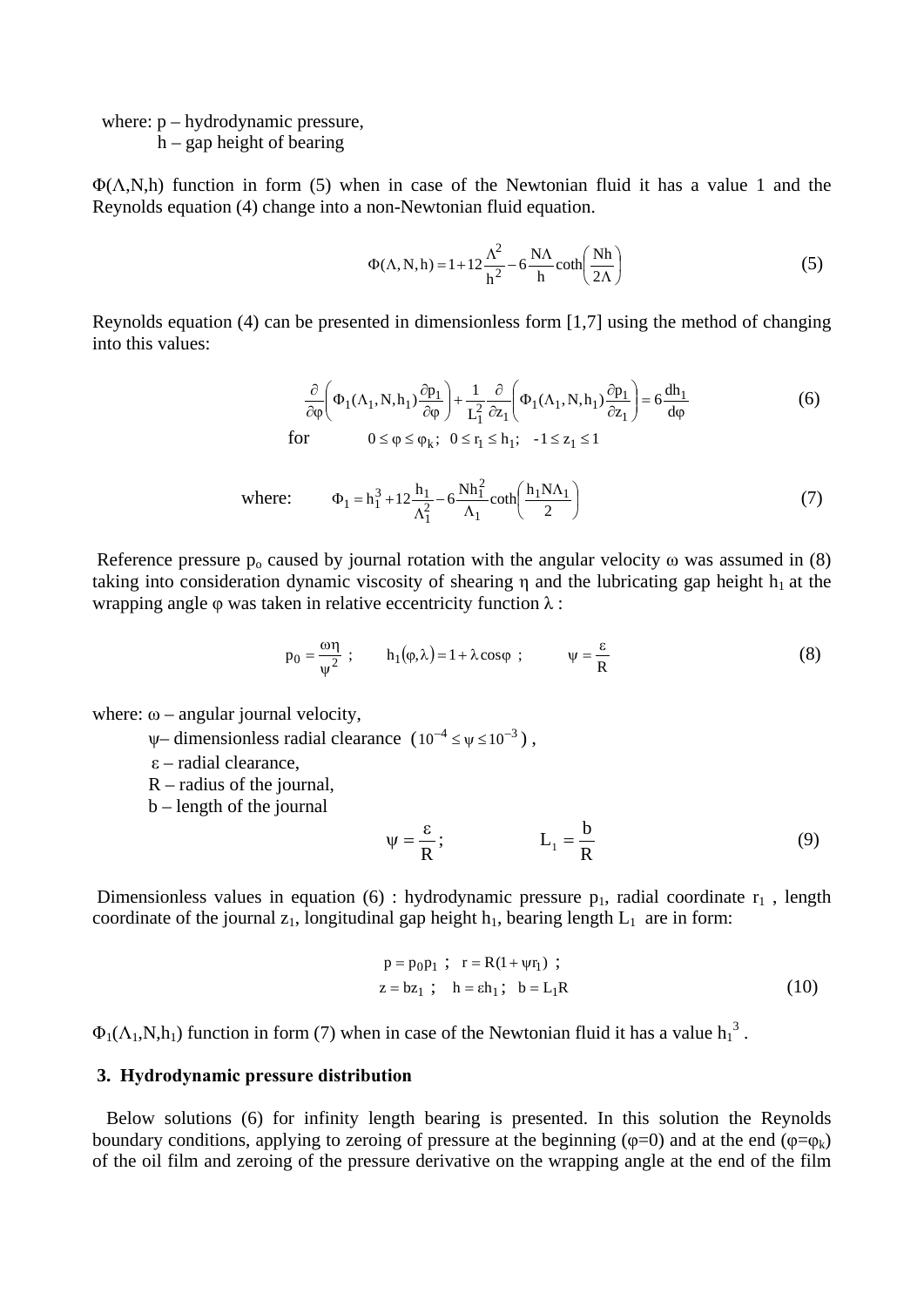where: p – hydrodynamic pressure,
h – gap height of bearing

$\Phi(\Lambda,N,h)$ function in form (5) when in case of the Newtonian fluid it has a value 1 and the Reynolds equation (4) change into a non-Newtonian fluid equation.

$$\Phi(\Lambda,N,h) = 1 + 12\frac{\Lambda^2}{h^2} - 6\frac{N\Lambda}{h}\coth\left(\frac{Nh}{2\Lambda}\right) \tag{5}$$

Reynolds equation (4) can be presented in dimensionless form [1,7] using the method of changing into this values:

$$\frac{\partial}{\partial\varphi}\left(\Phi_1(\Lambda_1,N,h_1)\frac{\partial p_1}{\partial\varphi}\right) + \frac{1}{L_1^2}\frac{\partial}{\partial z_1}\left(\Phi_1(\Lambda_1,N,h_1)\frac{\partial p_1}{\partial z_1}\right) = 6\frac{dh_1}{d\varphi} \tag{6}$$

for $\quad 0 \le \varphi \le \varphi_k;\quad 0 \le r_1 \le h_1;\quad -1 \le z_1 \le 1$

where: $$\Phi_1 = h_1^3 + 12\frac{h_1}{\Lambda_1^2} - 6\frac{Nh_1^2}{\Lambda_1}\coth\left(\frac{h_1 N\Lambda_1}{2}\right) \tag{7}$$

Reference pressure $p_o$ caused by journal rotation with the angular velocity $\omega$ was assumed in (8) taking into consideration dynamic viscosity of shearing $\eta$ and the lubricating gap height $h_1$ at the wrapping angle $\varphi$ was taken in relative eccentricity function $\lambda$ :

$$p_0 = \frac{\omega\eta}{\psi^2}\ ;\qquad h_1(\varphi,\lambda) = 1 + \lambda\cos\varphi\ ;\qquad \psi = \frac{\varepsilon}{R} \tag{8}$$

where: $\omega$ – angular journal velocity,
$\psi$– dimensionless radial clearance $(10^{-4} \le \psi \le 10^{-3})$ ,
$\varepsilon$ – radial clearance,
R – radius of the journal,
b – length of the journal

$$\psi = \frac{\varepsilon}{R};\qquad\qquad L_1 = \frac{b}{R} \tag{9}$$

Dimensionless values in equation (6) : hydrodynamic pressure $p_1$, radial coordinate $r_1$ , length coordinate of the journal $z_1$, longitudinal gap height $h_1$, bearing length $L_1$ are in form:

$$p = p_0 p_1\ ;\quad r = R(1 + \psi r_1)\ ;$$
$$z = b z_1\ ;\quad h = \varepsilon h_1\ ;\quad b = L_1 R \tag{10}$$

$\Phi_1(\Lambda_1,N,h_1)$ function in form (7) when in case of the Newtonian fluid it has a value $h_1^3$ .

### 3. Hydrodynamic pressure distribution

Below solutions (6) for infinity length bearing is presented. In this solution the Reynolds boundary conditions, applying to zeroing of pressure at the beginning ($\varphi$=0) and at the end ($\varphi=\varphi_k$) of the oil film and zeroing of the pressure derivative on the wrapping angle at the end of the film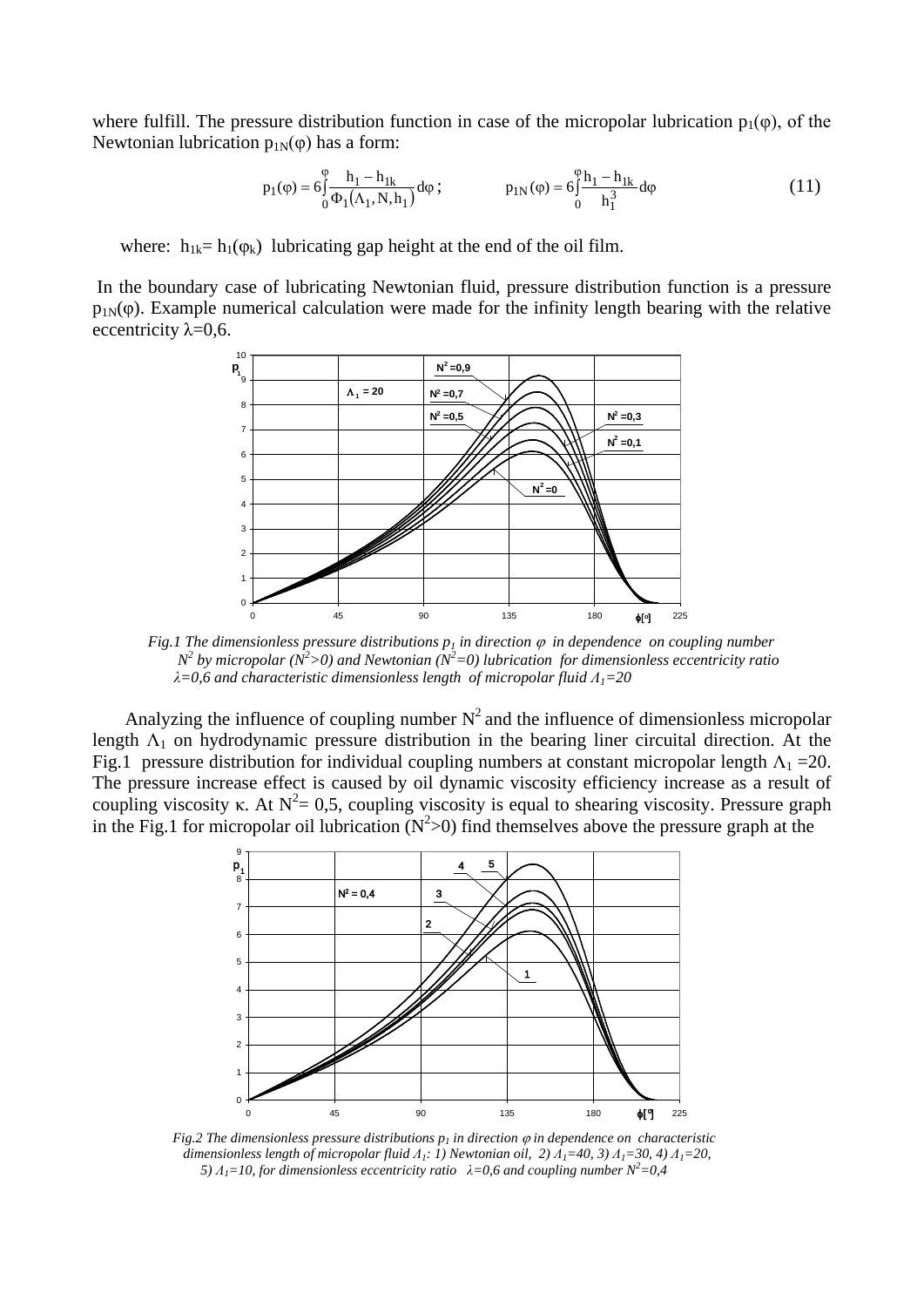where fulfill. The pressure distribution function in case of the micropolar lubrication $p_1(\varphi)$, of the Newtonian lubrication $p_{1N}(\varphi)$ has a form:

$$p_1(\varphi) = 6\int_0^{\varphi} \frac{h_1 - h_{1k}}{\Phi_1(\Lambda_1, N, h_1)} d\varphi ; \qquad p_{1N}(\varphi) = 6\int_0^{\varphi} \frac{h_1 - h_{1k}}{h_1^3} d\varphi \tag{11}$$

where: $h_{1k} = h_1(\varphi_k)$ lubricating gap height at the end of the oil film.

In the boundary case of lubricating Newtonian fluid, pressure distribution function is a pressure $p_{1N}(\varphi)$. Example numerical calculation were made for the infinity length bearing with the relative eccentricity $\lambda$=0,6.

$p_1$

10
9
8
7
6
5
4
3
2
1
0

0 45 90 135 180 $\varphi$[°] 225

$\Lambda_1$ = 20

$N^2$ =0,9
$N^2$ =0,7
$N^2$ =0,5
$N^2$ =0,3
$N^2$ =0,1
$N^2$ =0

*Fig.1 The dimensionless pressure distributions $p_1$ in direction $\varphi$ in dependence on coupling number $N^2$ by micropolar ($N^2$>0) and Newtonian ($N^2$=0) lubrication for dimensionless eccentricity ratio $\lambda$=0,6 and characteristic dimensionless length of micropolar fluid $\Lambda_1$=20*

Analyzing the influence of coupling number $N^2$ and the influence of dimensionless micropolar length $\Lambda_1$ on hydrodynamic pressure distribution in the bearing liner circuital direction. At the Fig.1 pressure distribution for individual coupling numbers at constant micropolar length $\Lambda_1$ =20. The pressure increase effect is caused by oil dynamic viscosity efficiency increase as a result of coupling viscosity $\kappa$. At $N^2$= 0,5, coupling viscosity is equal to shearing viscosity. Pressure graph in the Fig.1 for micropolar oil lubrication ($N^2$>0) find themselves above the pressure graph at the

$p_1$

9
8
7
6
5
4
3
2
1
0

0 45 90 135 180 $\varphi$[°] 225

$N^2$ = 0,4

1
2
3
4
5

*Fig.2 The dimensionless pressure distributions $p_1$ in direction $\varphi$ in dependence on characteristic dimensionless length of micropolar fluid $\Lambda_1$: 1) Newtonian oil, 2) $\Lambda_1$=40, 3) $\Lambda_1$=30, 4) $\Lambda_1$=20, 5) $\Lambda_1$=10, for dimensionless eccentricity ratio $\lambda$=0,6 and coupling number $N^2$=0,4*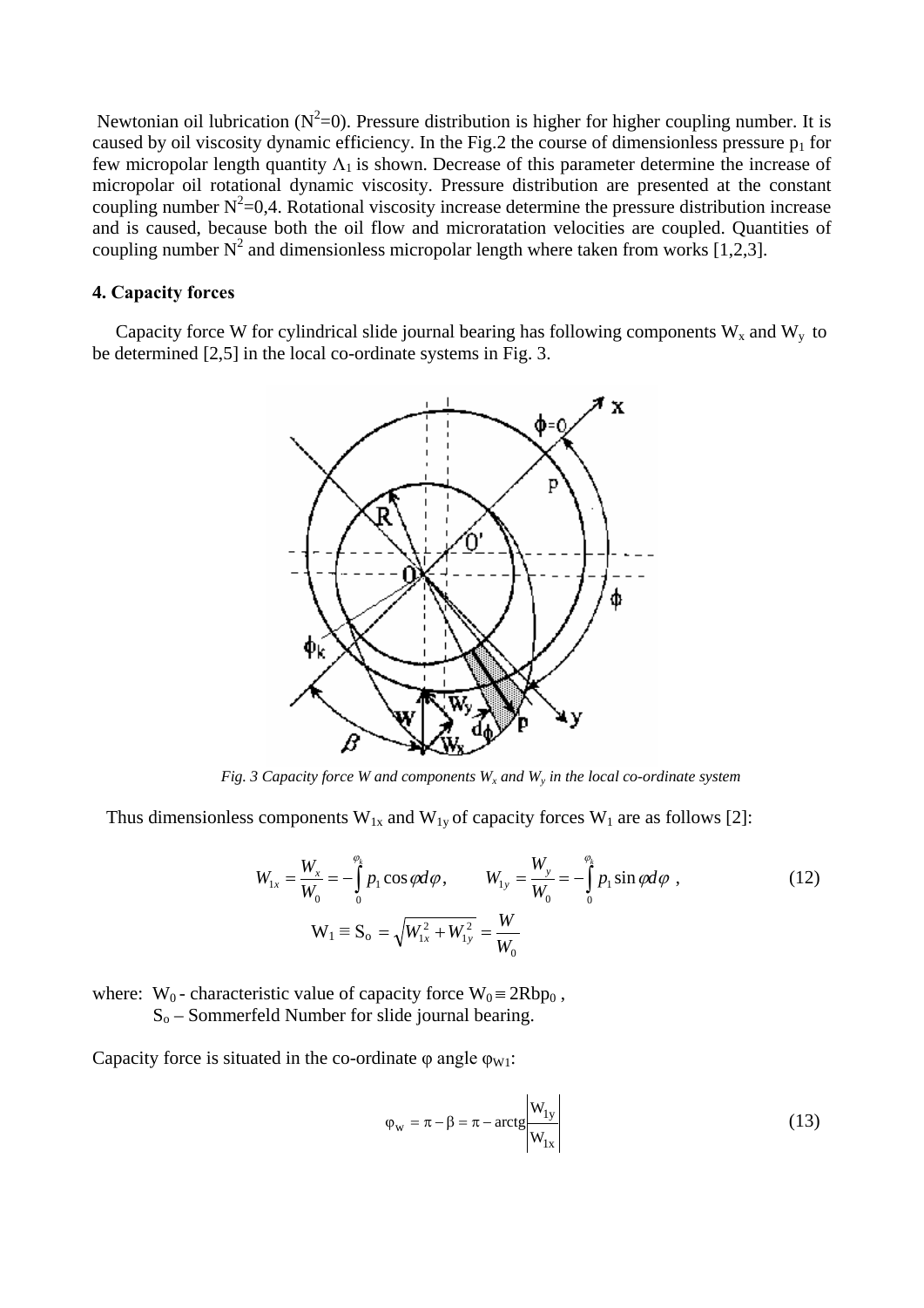Newtonian oil lubrication ($N^2$=0). Pressure distribution is higher for higher coupling number. It is caused by oil viscosity dynamic efficiency. In the Fig.2 the course of dimensionless pressure $p_1$ for few micropolar length quantity $\Lambda_1$ is shown. Decrease of this parameter determine the increase of micropolar oil rotational dynamic viscosity. Pressure distribution are presented at the constant coupling number $N^2$=0,4. Rotational viscosity increase determine the pressure distribution increase and is caused, because both the oil flow and microratation velocities are coupled. Quantities of coupling number $N^2$ and dimensionless micropolar length where taken from works [1,2,3].

## 4. Capacity forces

Capacity force W for cylindrical slide journal bearing has following components $W_x$ and $W_y$ to be determined [2,5] in the local co-ordinate systems in Fig. 3.

x
φ=0
p
R
O'
O
φ
φk
W
Wy
Wx
dφ
p
y
β

*Fig. 3 Capacity force W and components $W_x$ and $W_y$ in the local co-ordinate system*

Thus dimensionless components $W_{1x}$ and $W_{1y}$ of capacity forces $W_1$ are as follows [2]:

$$W_{1x} = \frac{W_x}{W_0} = -\int_0^{\varphi_k} p_1 \cos\varphi d\varphi, \qquad W_{1y} = \frac{W_y}{W_0} = -\int_0^{\varphi_k} p_1 \sin\varphi d\varphi \ , \tag{12}$$

$$\mathrm{W}_1 \equiv \mathrm{S_o} = \sqrt{W_{1x}^2 + W_{1y}^2} = \frac{W}{W_0}$$

where: $W_0$ - characteristic value of capacity force $W_0 \equiv 2Rbp_0$ ,
$S_o$ – Sommerfeld Number for slide journal bearing.

Capacity force is situated in the co-ordinate φ angle $\varphi_{W1}$:

$$\varphi_W = \pi - \beta = \pi - \mathrm{arctg}\left|\frac{W_{1y}}{W_{1x}}\right| \tag{13}$$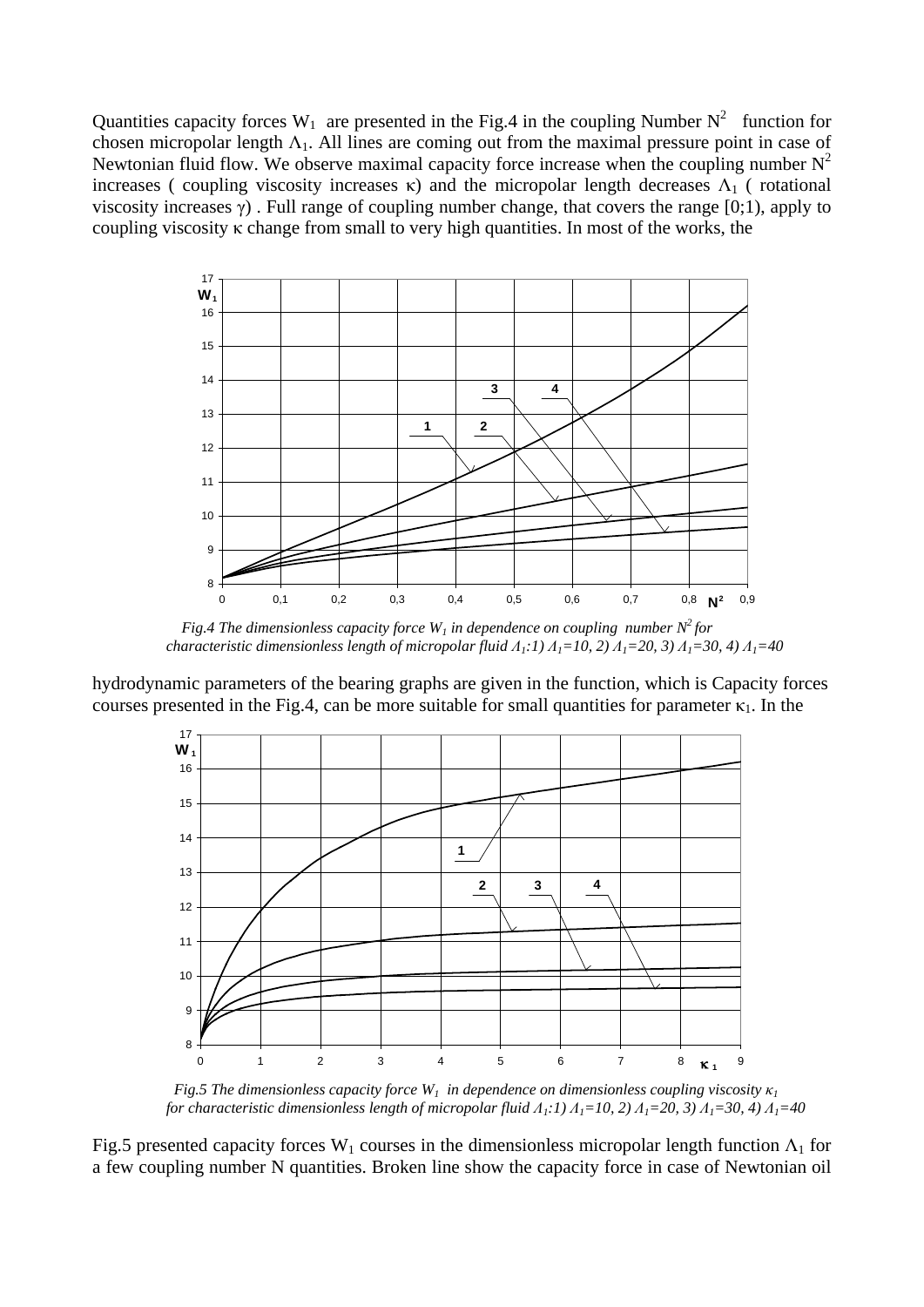Quantities capacity forces $W_1$ are presented in the Fig.4 in the coupling Number $N^2$ function for chosen micropolar length $\Lambda_1$. All lines are coming out from the maximal pressure point in case of Newtonian fluid flow. We observe maximal capacity force increase when the coupling number $N^2$ increases ( coupling viscosity increases $\kappa$) and the micropolar length decreases $\Lambda_1$ ( rotational viscosity increases $\gamma$) . Full range of coupling number change, that covers the range [0;1), apply to coupling viscosity $\kappa$ change from small to very high quantities. In most of the works, the

17
W1
16
15
14
13
12
11
10
9
8
0 0,1 0,2 0,3 0,4 0,5 0,6 0,7 0,8 N2 0,9
1 2 3 4

*Fig.4 The dimensionless capacity force $W_1$ in dependence on coupling number $N^2$ for characteristic dimensionless length of micropolar fluid $\Lambda_1$:1) $\Lambda_1$=10, 2) $\Lambda_1$=20, 3) $\Lambda_1$=30, 4) $\Lambda_1$=40*

hydrodynamic parameters of the bearing graphs are given in the function, which is Capacity forces courses presented in the Fig.4, can be more suitable for small quantities for parameter $\kappa_1$. In the

17
W1
16
15
14
13
12
11
10
9
8
0 1 2 3 4 5 6 7 8 κ1 9
1 2 3 4

*Fig.5 The dimensionless capacity force $W_1$ in dependence on dimensionless coupling viscosity $\kappa_1$ for characteristic dimensionless length of micropolar fluid $\Lambda_1$:1) $\Lambda_1$=10, 2) $\Lambda_1$=20, 3) $\Lambda_1$=30, 4) $\Lambda_1$=40*

Fig.5 presented capacity forces $W_1$ courses in the dimensionless micropolar length function $\Lambda_1$ for a few coupling number N quantities. Broken line show the capacity force in case of Newtonian oil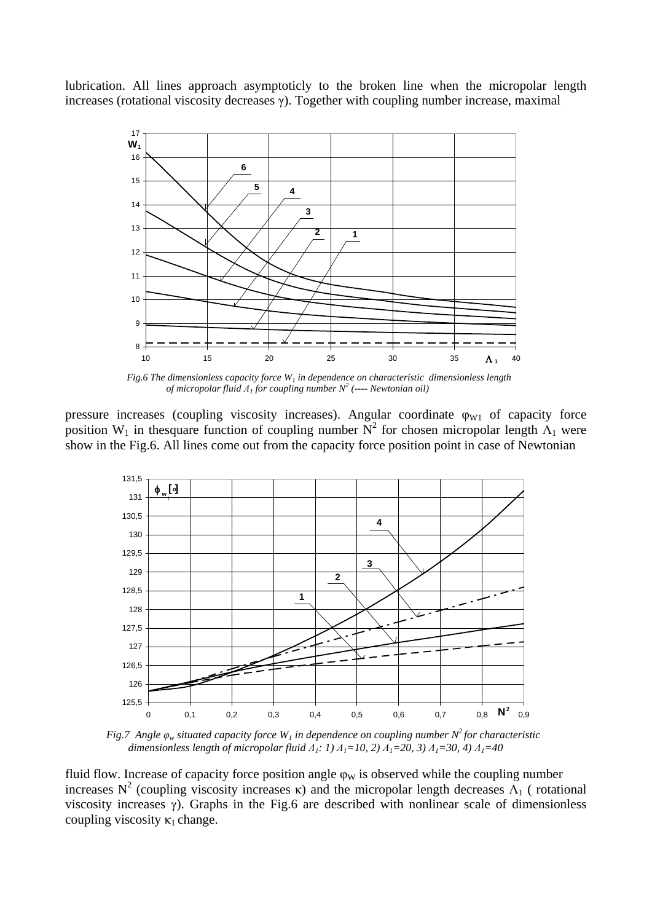lubrication. All lines approach asymptoticly to the broken line when the micropolar length increases (rotational viscosity decreases $\gamma$). Together with coupling number increase, maximal

17
$W_1$
16
15
14
13
12
11
10
9
8
10
15
20
25
30
35
$\Lambda_1$
40
6
5
4
3
2
1

*Fig.6 The dimensionless capacity force $W_1$ in dependence on characteristic dimensionless length of micropolar fluid $\Lambda_1$ for coupling number $N^2$ (---- Newtonian oil)*

pressure increases (coupling viscosity increases). Angular coordinate $\varphi_{W1}$ of capacity force position $W_1$ in thesquare function of coupling number $N^2$ for chosen micropolar length $\Lambda_1$ were show in the Fig.6. All lines come out from the capacity force position point in case of Newtonian

131,5
$\phi_{w_1}$ [°]
131
130,5
130
129,5
129
128,5
128
127,5
127
126,5
126
125,5
0
0,1
0,2
0,3
0,4
0,5
0,6
0,7
0,8
$N^2$
0,9
4
3
2
1

*Fig.7 Angle $\varphi_w$ situated capacity force $W_1$ in dependence on coupling number $N^2$ for characteristic dimensionless length of micropolar fluid $\Lambda_1$: 1) $\Lambda_1$=10, 2) $\Lambda_1$=20, 3) $\Lambda_1$=30, 4) $\Lambda_1$=40*

fluid flow. Increase of capacity force position angle $\varphi_W$ is observed while the coupling number increases $N^2$ (coupling viscosity increases $\kappa$) and the micropolar length decreases $\Lambda_1$ ( rotational viscosity increases $\gamma$). Graphs in the Fig.6 are described with nonlinear scale of dimensionless coupling viscosity $\kappa_1$ change.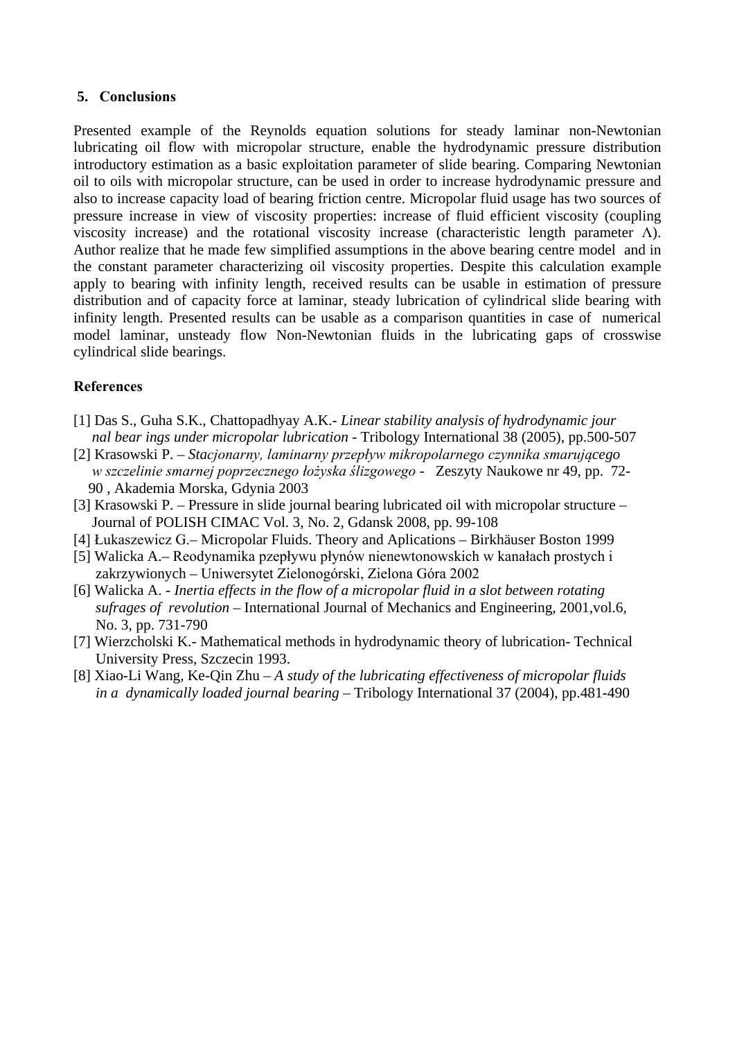## 5. Conclusions

Presented example of the Reynolds equation solutions for steady laminar non-Newtonian lubricating oil flow with micropolar structure, enable the hydrodynamic pressure distribution introductory estimation as a basic exploitation parameter of slide bearing. Comparing Newtonian oil to oils with micropolar structure, can be used in order to increase hydrodynamic pressure and also to increase capacity load of bearing friction centre. Micropolar fluid usage has two sources of pressure increase in view of viscosity properties: increase of fluid efficient viscosity (coupling viscosity increase) and the rotational viscosity increase (characteristic length parameter $\Lambda$). Author realize that he made few simplified assumptions in the above bearing centre model and in the constant parameter characterizing oil viscosity properties. Despite this calculation example apply to bearing with infinity length, received results can be usable in estimation of pressure distribution and of capacity force at laminar, steady lubrication of cylindrical slide bearing with infinity length. Presented results can be usable as a comparison quantities in case of numerical model laminar, unsteady flow Non-Newtonian fluids in the lubricating gaps of crosswise cylindrical slide bearings.

## References

[1] Das S., Guha S.K., Chattopadhyay A.K.- *Linear stability analysis of hydrodynamic jour nal bear ings under micropolar lubrication* - Tribology International 38 (2005), pp.500-507

[2] Krasowski P. – *Stacjonarny, laminarny przepływ mikropolarnego czynnika smarującego w szczelinie smarnej poprzecznego łożyska ślizgowego* - Zeszyty Naukowe nr 49, pp. 72-90 , Akademia Morska, Gdynia 2003

[3] Krasowski P. – Pressure in slide journal bearing lubricated oil with micropolar structure – Journal of POLISH CIMAC Vol. 3, No. 2, Gdansk 2008, pp. 99-108

[4] Łukaszewicz G.– Micropolar Fluids. Theory and Aplications – Birkhäuser Boston 1999

[5] Walicka A.– Reodynamika pzepływu płynów nienewtonowskich w kanałach prostych i zakrzywionych – Uniwersytet Zielonogórski, Zielona Góra 2002

[6] Walicka A. - *Inertia effects in the flow of a micropolar fluid in a slot between rotating sufrages of revolution* – International Journal of Mechanics and Engineering, 2001,vol.6, No. 3, pp. 731-790

[7] Wierzcholski K.- Mathematical methods in hydrodynamic theory of lubrication- Technical University Press, Szczecin 1993.

[8] Xiao-Li Wang, Ke-Qin Zhu – *A study of the lubricating effectiveness of micropolar fluids in a dynamically loaded journal bearing* – Tribology International 37 (2004), pp.481-490